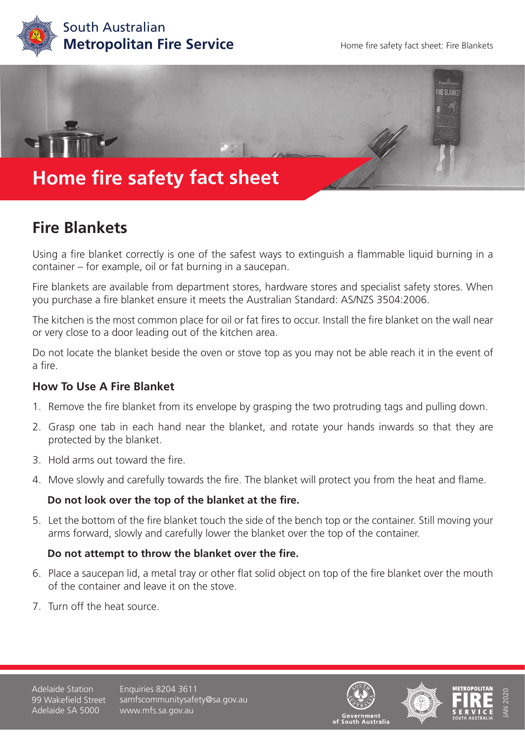South Australian
**Metropolitan Fire Service**

# Home fire safety fact sheet

## Fire Blankets

Using a fire blanket correctly is one of the safest ways to extinguish a flammable liquid burning in a container – for example, oil or fat burning in a saucepan.

Fire blankets are available from department stores, hardware stores and specialist safety stores. When you purchase a fire blanket ensure it meets the Australian Standard: AS/NZS 3504:2006.

The kitchen is the most common place for oil or fat fires to occur. Install the fire blanket on the wall near or very close to a door leading out of the kitchen area.

Do not locate the blanket beside the oven or stove top as you may not be able reach it in the event of a fire.

### How To Use A Fire Blanket

1. Remove the fire blanket from its envelope by grasping the two protruding tags and pulling down.
2. Grasp one tab in each hand near the blanket, and rotate your hands inwards so that they are protected by the blanket.
3. Hold arms out toward the fire.
4. Move slowly and carefully towards the fire. The blanket will protect you from the heat and flame.

   **Do not look over the top of the blanket at the fire.**

5. Let the bottom of the fire blanket touch the side of the bench top or the container. Still moving your arms forward, slowly and carefully lower the blanket over the top of the container.

   **Do not attempt to throw the blanket over the fire.**

6. Place a saucepan lid, a metal tray or other flat solid object on top of the fire blanket over the mouth of the container and leave it on the stove.
7. Turn off the heat source.

Adelaide Station
99 Wakefield Street
Adelaide SA 5000

Enquiries 8204 3611
samfscommunitysafety@sa.gov.au
www.mfs.sa.gov.au

JAN 2020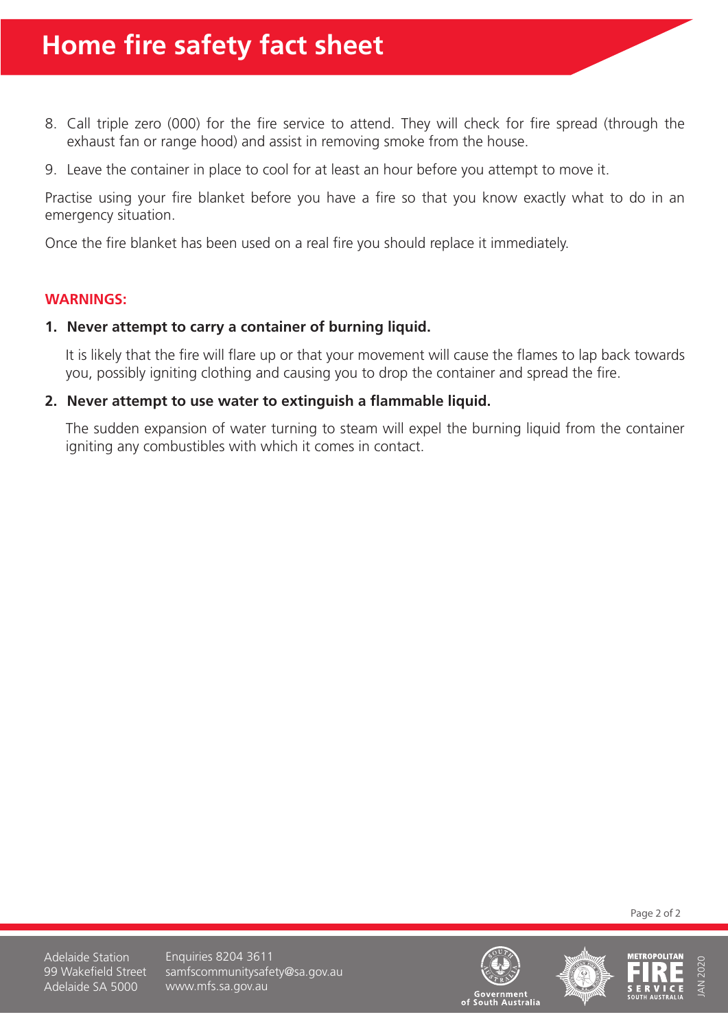# Home fire safety fact sheet

8. Call triple zero (000) for the fire service to attend. They will check for fire spread (through the exhaust fan or range hood) and assist in removing smoke from the house.
9. Leave the container in place to cool for at least an hour before you attempt to move it.

Practise using your fire blanket before you have a fire so that you know exactly what to do in an emergency situation.

Once the fire blanket has been used on a real fire you should replace it immediately.

**WARNINGS:**

1. **Never attempt to carry a container of burning liquid.**

   It is likely that the fire will flare up or that your movement will cause the flames to lap back towards you, possibly igniting clothing and causing you to drop the container and spread the fire.

2. **Never attempt to use water to extinguish a flammable liquid.**

   The sudden expansion of water turning to steam will expel the burning liquid from the container igniting any combustibles with which it comes in contact.

Adelaide Station
99 Wakefield Street
Adelaide SA 5000

Enquiries 8204 3611
samfscommunitysafety@sa.gov.au
www.mfs.sa.gov.au

JAN 2020